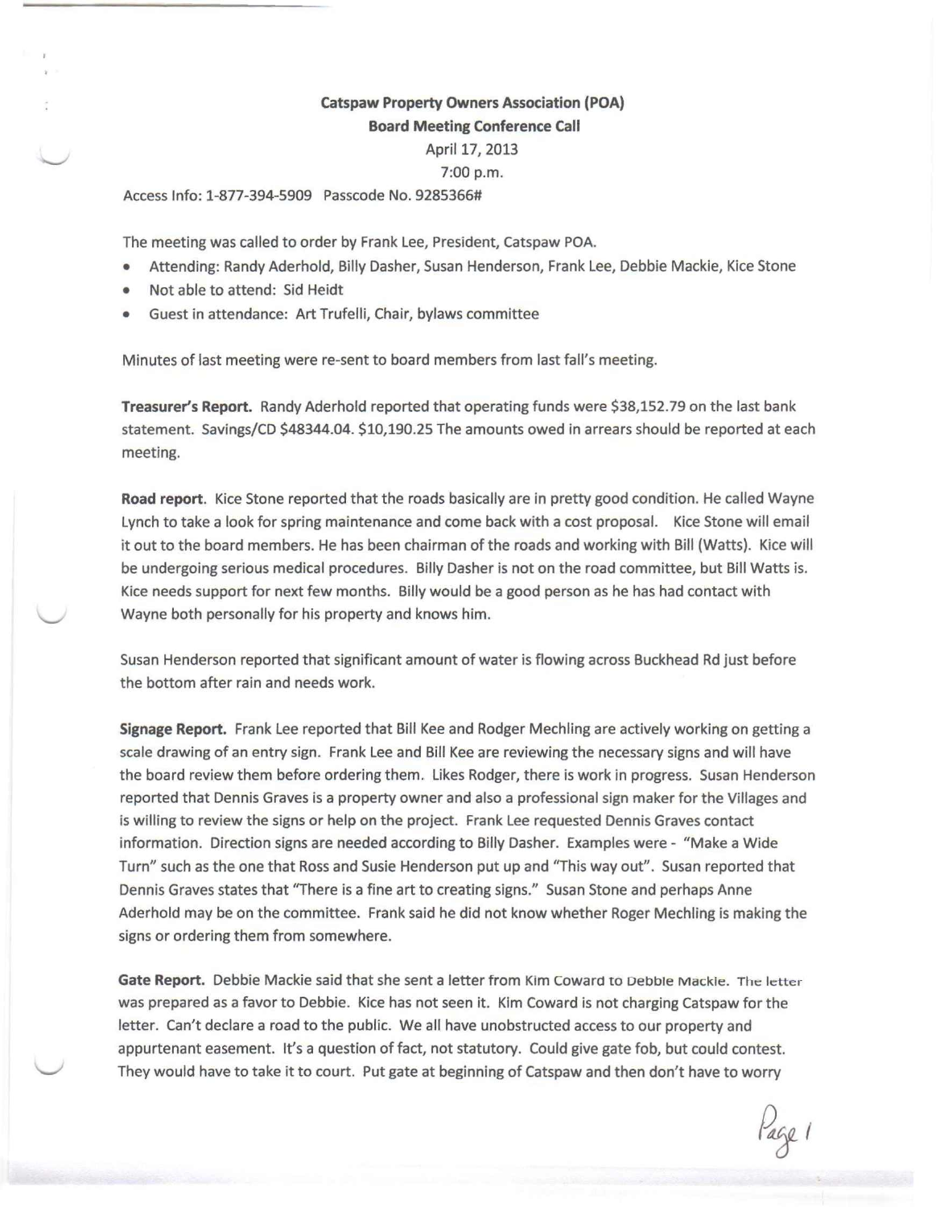**Catspaw Property Owners Association (POA)**
**Board Meeting Conference Call**
April 17, 2013
7:00 p.m.

Access Info: 1-877-394-5909 Passcode No. 9285366#

The meeting was called to order by Frank Lee, President, Catspaw POA.

- Attending: Randy Aderhold, Billy Dasher, Susan Henderson, Frank Lee, Debbie Mackie, Kice Stone
- Not able to attend: Sid Heidt
- Guest in attendance: Art Trufelli, Chair, bylaws committee

Minutes of last meeting were re-sent to board members from last fall's meeting.

**Treasurer's Report.** Randy Aderhold reported that operating funds were $38,152.79 on the last bank statement. Savings/CD $48344.04. $10,190.25 The amounts owed in arrears should be reported at each meeting.

**Road report**. Kice Stone reported that the roads basically are in pretty good condition. He called Wayne Lynch to take a look for spring maintenance and come back with a cost proposal. Kice Stone will email it out to the board members. He has been chairman of the roads and working with Bill (Watts). Kice will be undergoing serious medical procedures. Billy Dasher is not on the road committee, but Bill Watts is. Kice needs support for next few months. Billy would be a good person as he has had contact with Wayne both personally for his property and knows him.

Susan Henderson reported that significant amount of water is flowing across Buckhead Rd just before the bottom after rain and needs work.

**Signage Report.** Frank Lee reported that Bill Kee and Rodger Mechling are actively working on getting a scale drawing of an entry sign. Frank Lee and Bill Kee are reviewing the necessary signs and will have the board review them before ordering them. Likes Rodger, there is work in progress. Susan Henderson reported that Dennis Graves is a property owner and also a professional sign maker for the Villages and is willing to review the signs or help on the project. Frank Lee requested Dennis Graves contact information. Direction signs are needed according to Billy Dasher. Examples were - "Make a Wide Turn" such as the one that Ross and Susie Henderson put up and "This way out". Susan reported that Dennis Graves states that "There is a fine art to creating signs." Susan Stone and perhaps Anne Aderhold may be on the committee. Frank said he did not know whether Roger Mechling is making the signs or ordering them from somewhere.

**Gate Report.** Debbie Mackie said that she sent a letter from Kim Coward to Debbie Mackie. The letter was prepared as a favor to Debbie. Kice has not seen it. Kim Coward is not charging Catspaw for the letter. Can't declare a road to the public. We all have unobstructed access to our property and appurtenant easement. It's a question of fact, not statutory. Could give gate fob, but could contest. They would have to take it to court. Put gate at beginning of Catspaw and then don't have to worry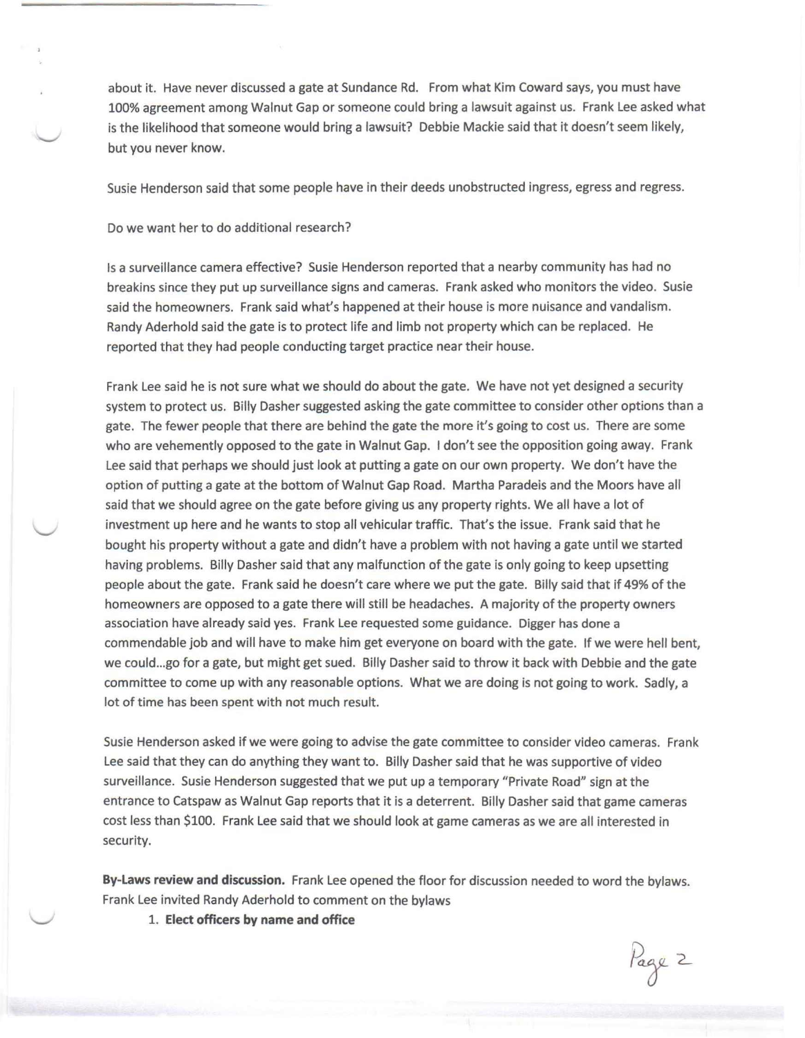about it. Have never discussed a gate at Sundance Rd. From what Kim Coward says, you must have 100% agreement among Walnut Gap or someone could bring a lawsuit against us. Frank Lee asked what is the likelihood that someone would bring a lawsuit? Debbie Mackie said that it doesn't seem likely, but you never know.

Susie Henderson said that some people have in their deeds unobstructed ingress, egress and regress.

Do we want her to do additional research?

Is a surveillance camera effective? Susie Henderson reported that a nearby community has had no breakins since they put up surveillance signs and cameras. Frank asked who monitors the video. Susie said the homeowners. Frank said what's happened at their house is more nuisance and vandalism. Randy Aderhold said the gate is to protect life and limb not property which can be replaced. He reported that they had people conducting target practice near their house.

Frank Lee said he is not sure what we should do about the gate. We have not yet designed a security system to protect us. Billy Dasher suggested asking the gate committee to consider other options than a gate. The fewer people that there are behind the gate the more it's going to cost us. There are some who are vehemently opposed to the gate in Walnut Gap. I don't see the opposition going away. Frank Lee said that perhaps we should just look at putting a gate on our own property. We don't have the option of putting a gate at the bottom of Walnut Gap Road. Martha Paradeis and the Moors have all said that we should agree on the gate before giving us any property rights. We all have a lot of investment up here and he wants to stop all vehicular traffic. That's the issue. Frank said that he bought his property without a gate and didn't have a problem with not having a gate until we started having problems. Billy Dasher said that any malfunction of the gate is only going to keep upsetting people about the gate. Frank said he doesn't care where we put the gate. Billy said that if 49% of the homeowners are opposed to a gate there will still be headaches. A majority of the property owners association have already said yes. Frank Lee requested some guidance. Digger has done a commendable job and will have to make him get everyone on board with the gate. If we were hell bent, we could...go for a gate, but might get sued. Billy Dasher said to throw it back with Debbie and the gate committee to come up with any reasonable options. What we are doing is not going to work. Sadly, a lot of time has been spent with not much result.

Susie Henderson asked if we were going to advise the gate committee to consider video cameras. Frank Lee said that they can do anything they want to. Billy Dasher said that he was supportive of video surveillance. Susie Henderson suggested that we put up a temporary "Private Road" sign at the entrance to Catspaw as Walnut Gap reports that it is a deterrent. Billy Dasher said that game cameras cost less than $100. Frank Lee said that we should look at game cameras as we are all interested in security.

**By-Laws review and discussion.** Frank Lee opened the floor for discussion needed to word the bylaws. Frank Lee invited Randy Aderhold to comment on the bylaws

1. **Elect officers by name and office**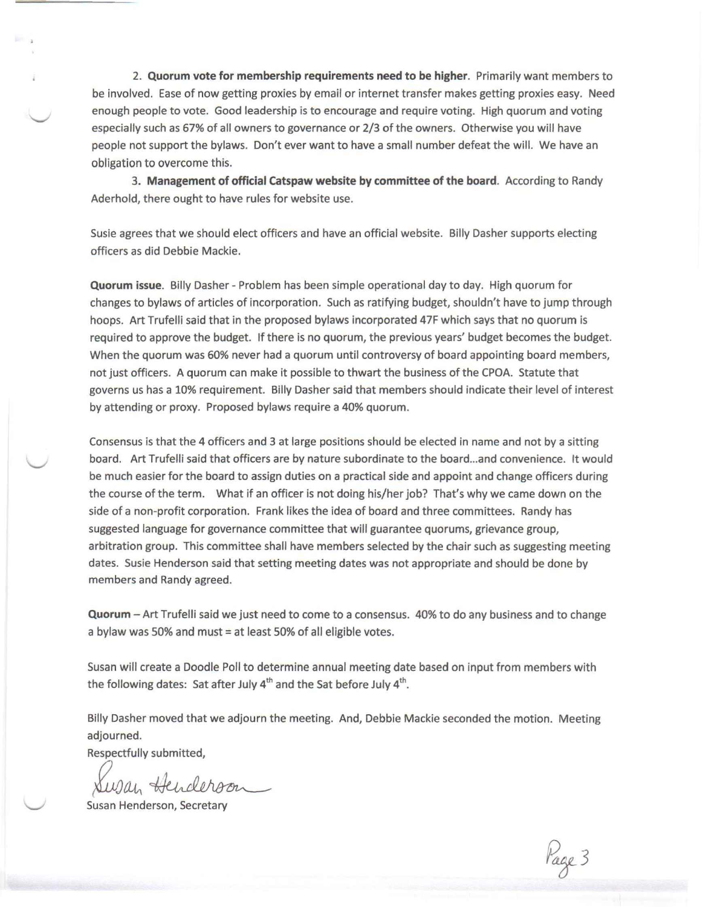2. **Quorum vote for membership requirements need to be higher**. Primarily want members to be involved. Ease of now getting proxies by email or internet transfer makes getting proxies easy. Need enough people to vote. Good leadership is to encourage and require voting. High quorum and voting especially such as 67% of all owners to governance or 2/3 of the owners. Otherwise you will have people not support the bylaws. Don't ever want to have a small number defeat the will. We have an obligation to overcome this.

3. **Management of official Catspaw website by committee of the board**. According to Randy Aderhold, there ought to have rules for website use.

Susie agrees that we should elect officers and have an official website. Billy Dasher supports electing officers as did Debbie Mackie.

**Quorum issue**. Billy Dasher - Problem has been simple operational day to day. High quorum for changes to bylaws of articles of incorporation. Such as ratifying budget, shouldn't have to jump through hoops. Art Trufelli said that in the proposed bylaws incorporated 47F which says that no quorum is required to approve the budget. If there is no quorum, the previous years' budget becomes the budget. When the quorum was 60% never had a quorum until controversy of board appointing board members, not just officers. A quorum can make it possible to thwart the business of the CPOA. Statute that governs us has a 10% requirement. Billy Dasher said that members should indicate their level of interest by attending or proxy. Proposed bylaws require a 40% quorum.

Consensus is that the 4 officers and 3 at large positions should be elected in name and not by a sitting board. Art Trufelli said that officers are by nature subordinate to the board...and convenience. It would be much easier for the board to assign duties on a practical side and appoint and change officers during the course of the term. What if an officer is not doing his/her job? That's why we came down on the side of a non-profit corporation. Frank likes the idea of board and three committees. Randy has suggested language for governance committee that will guarantee quorums, grievance group, arbitration group. This committee shall have members selected by the chair such as suggesting meeting dates. Susie Henderson said that setting meeting dates was not appropriate and should be done by members and Randy agreed.

**Quorum** – Art Trufelli said we just need to come to a consensus. 40% to do any business and to change a bylaw was 50% and must = at least 50% of all eligible votes.

Susan will create a Doodle Poll to determine annual meeting date based on input from members with the following dates: Sat after July 4th and the Sat before July 4th.

Billy Dasher moved that we adjourn the meeting. And, Debbie Mackie seconded the motion. Meeting adjourned.

Respectfully submitted,

Susan Henderson

Susan Henderson, Secretary